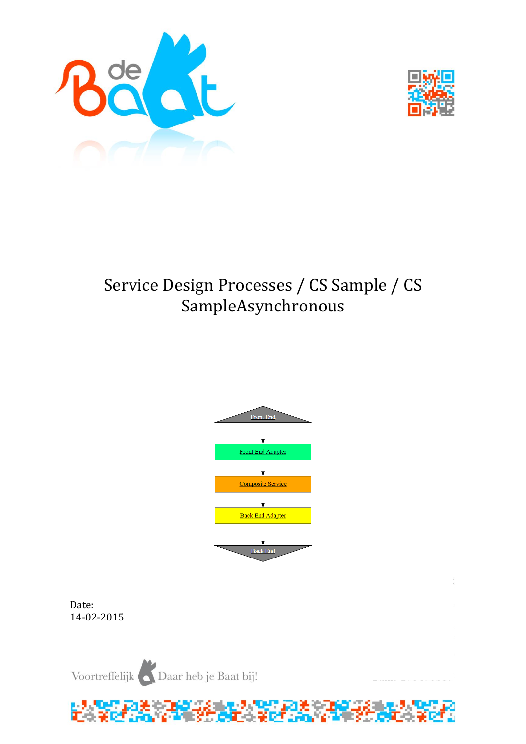# Service Design Processes / CS Sample / CS SampleAsynchronous

Front End

Front End Adapter

Composite Service

Back End Adapter

Back End

Date:
14-02-2015

Voortreffelijk Daar heb je Baat bij!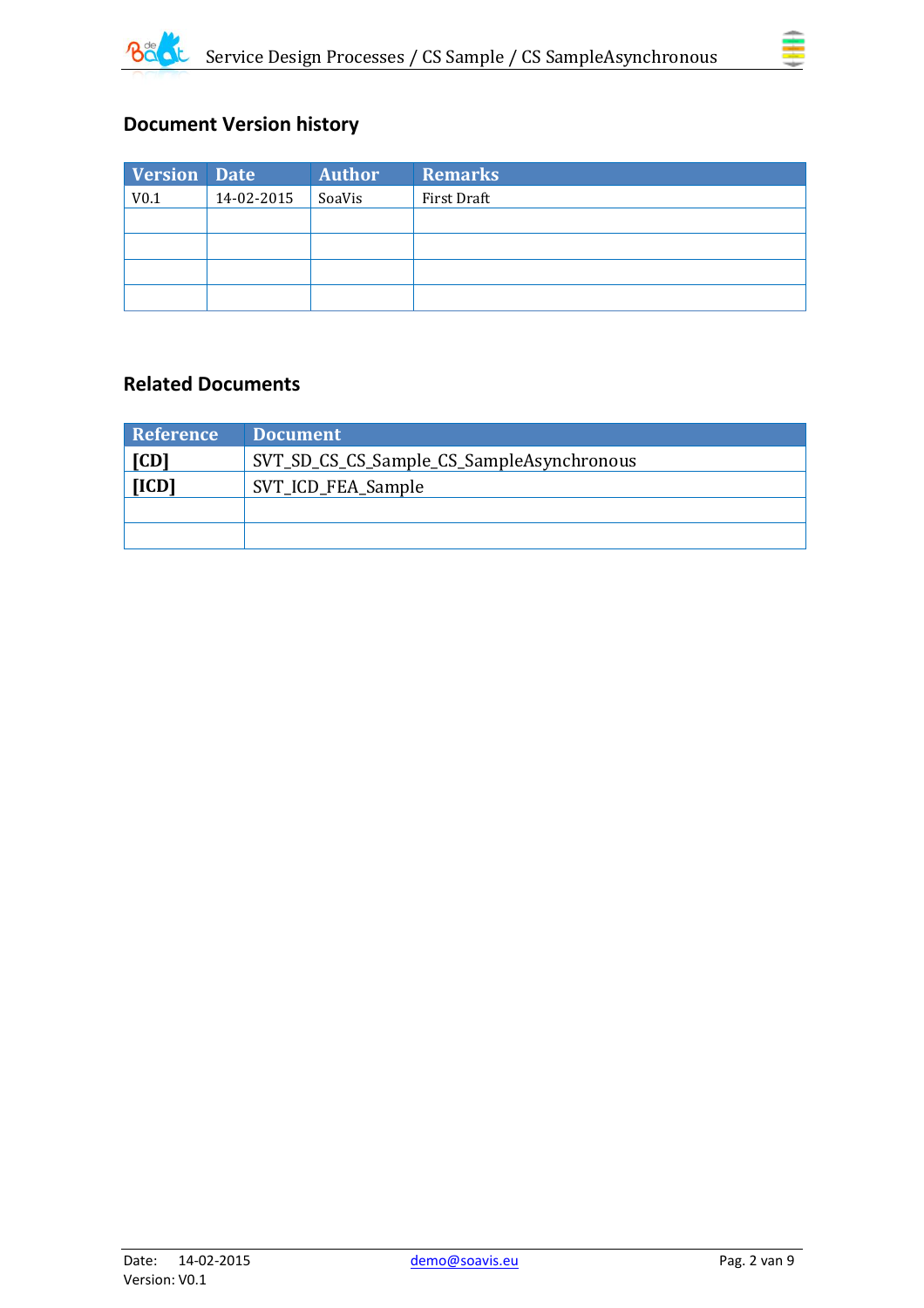## Document Version history

| Version | Date | Author | Remarks |
|---|---|---|---|
| V0.1 | 14-02-2015 | SoaVis | First Draft |
| | | | |
| | | | |
| | | | |
| | | | |

## Related Documents

| Reference | Document |
|---|---|
| **[CD]** | SVT_SD_CS_CS_Sample_CS_SampleAsynchronous |
| **[ICD]** | SVT_ICD_FEA_Sample |
| | |
| | |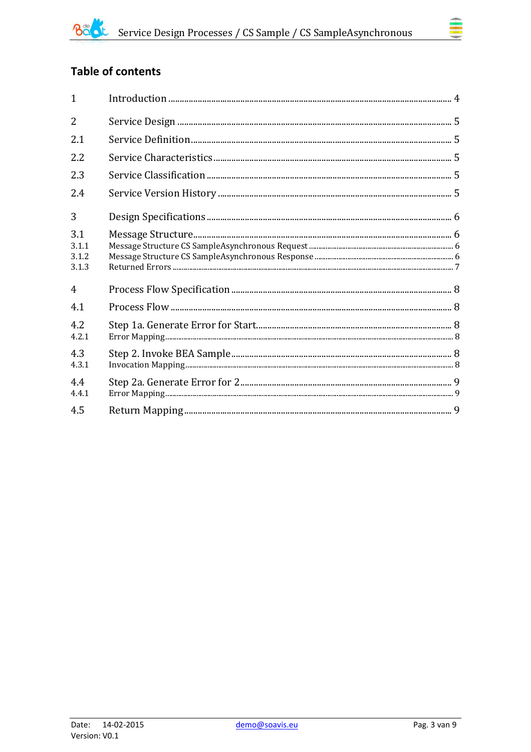## Table of contents

| | | |
|---|---|---|
| 1 | Introduction | 4 |
| 2 | Service Design | 5 |
| 2.1 | Service Definition | 5 |
| 2.2 | Service Characteristics | 5 |
| 2.3 | Service Classification | 5 |
| 2.4 | Service Version History | 5 |
| 3 | Design Specifications | 6 |
| 3.1 | Message Structure | 6 |
| 3.1.1 | Message Structure CS SampleAsynchronous Request | 6 |
| 3.1.2 | Message Structure CS SampleAsynchronous Response | 6 |
| 3.1.3 | Returned Errors | 7 |
| 4 | Process Flow Specification | 8 |
| 4.1 | Process Flow | 8 |
| 4.2 | Step 1a. Generate Error for Start | 8 |
| 4.2.1 | Error Mapping | 8 |
| 4.3 | Step 2. Invoke BEA Sample | 8 |
| 4.3.1 | Invocation Mapping | 8 |
| 4.4 | Step 2a. Generate Error for 2 | 9 |
| 4.4.1 | Error Mapping | 9 |
| 4.5 | Return Mapping | 9 |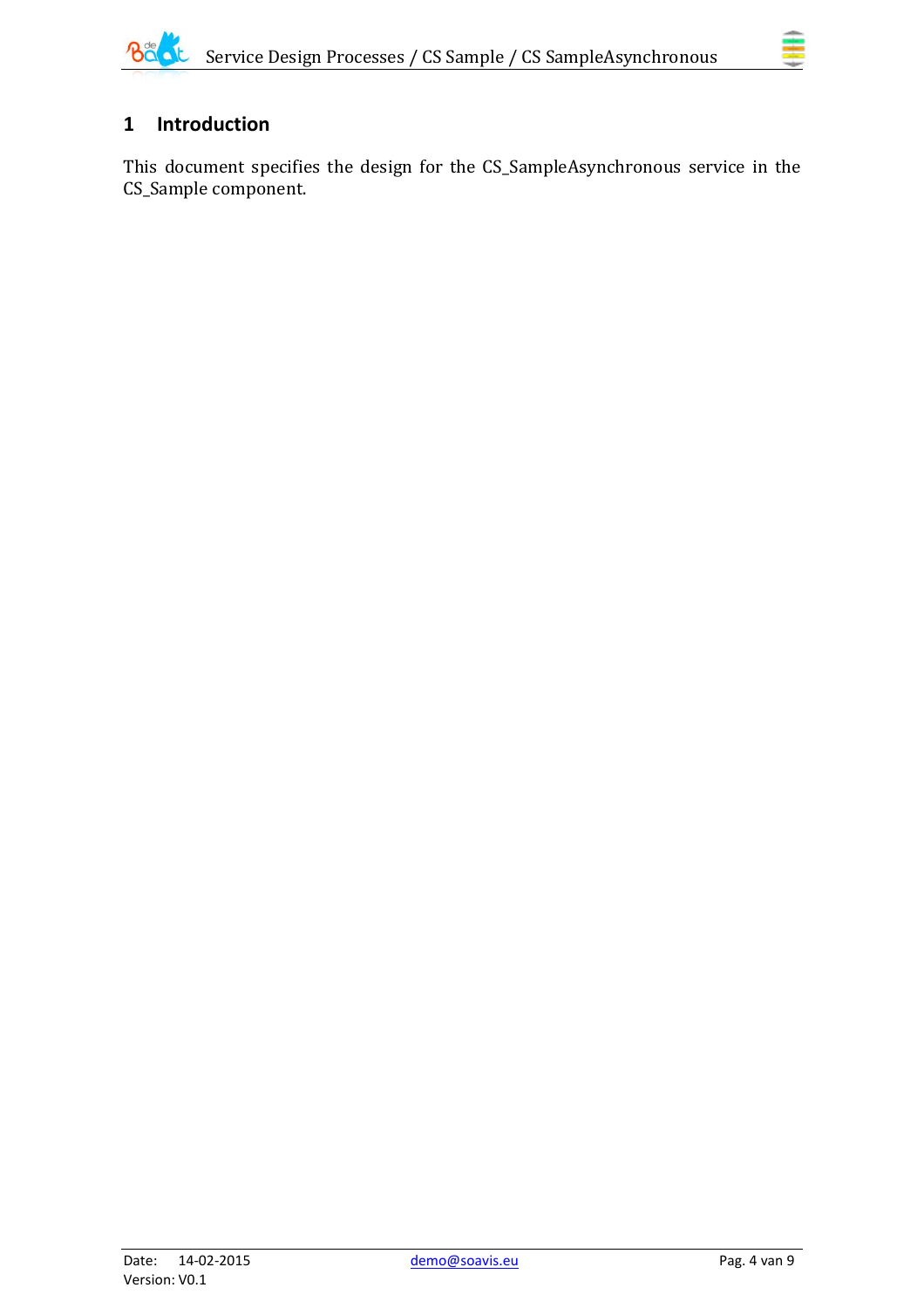# 1 Introduction

This document specifies the design for the CS_SampleAsynchronous service in the CS_Sample component.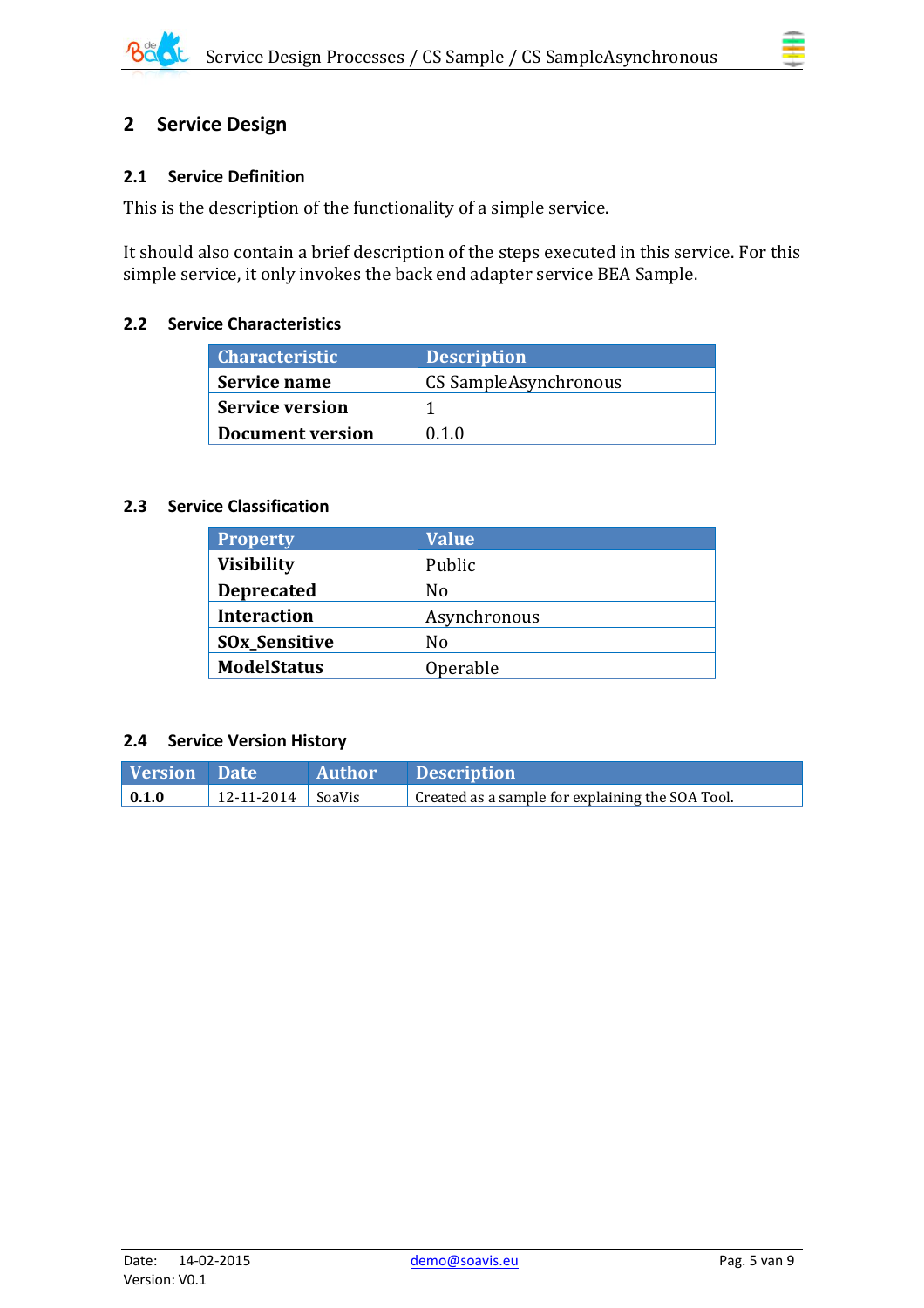# 2 Service Design

## 2.1 Service Definition

This is the description of the functionality of a simple service.

It should also contain a brief description of the steps executed in this service. For this simple service, it only invokes the back end adapter service BEA Sample.

## 2.2 Service Characteristics

| Characteristic | Description |
|---|---|
| **Service name** | CS SampleAsynchronous |
| **Service version** | 1 |
| **Document version** | 0.1.0 |

## 2.3 Service Classification

| Property | Value |
|---|---|
| **Visibility** | Public |
| **Deprecated** | No |
| **Interaction** | Asynchronous |
| **SOx_Sensitive** | No |
| **ModelStatus** | Operable |

## 2.4 Service Version History

| Version | Date | Author | Description |
|---|---|---|---|
| **0.1.0** | 12-11-2014 | SoaVis | Created as a sample for explaining the SOA Tool. |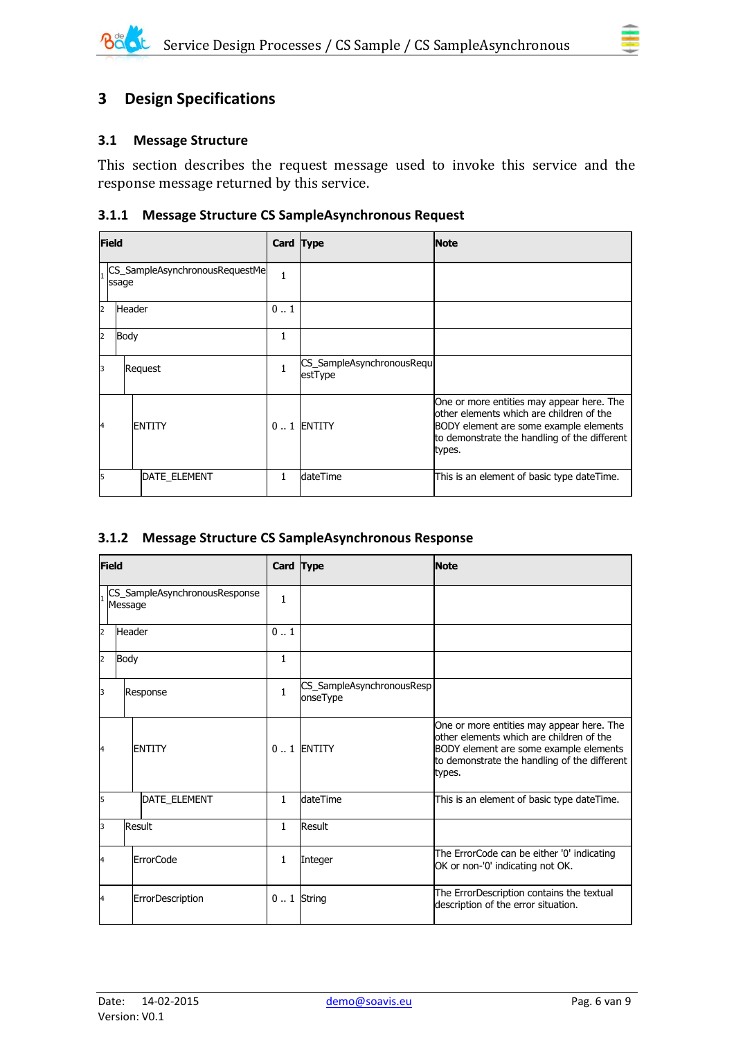# 3 Design Specifications

## 3.1 Message Structure

This section describes the request message used to invoke this service and the response message returned by this service.

### 3.1.1 Message Structure CS SampleAsynchronous Request

| Field | Card | Type | Note |
|---|---|---|---|
| 1 CS_SampleAsynchronousRequestMessage | 1 | | |
| 2 Header | 0 .. 1 | | |
| 2 Body | 1 | | |
| 3 Request | 1 | CS_SampleAsynchronousRequestType | |
| 4 ENTITY | 0 .. 1 | ENTITY | One or more entities may appear here. The other elements which are children of the BODY element are some example elements to demonstrate the handling of the different types. |
| 5 DATE_ELEMENT | 1 | dateTime | This is an element of basic type dateTime. |

### 3.1.2 Message Structure CS SampleAsynchronous Response

| Field | Card | Type | Note |
|---|---|---|---|
| 1 CS_SampleAsynchronousResponseMessage | 1 | | |
| 2 Header | 0 .. 1 | | |
| 2 Body | 1 | | |
| 3 Response | 1 | CS_SampleAsynchronousResponseType | |
| 4 ENTITY | 0 .. 1 | ENTITY | One or more entities may appear here. The other elements which are children of the BODY element are some example elements to demonstrate the handling of the different types. |
| 5 DATE_ELEMENT | 1 | dateTime | This is an element of basic type dateTime. |
| 3 Result | 1 | Result | |
| 4 ErrorCode | 1 | Integer | The ErrorCode can be either '0' indicating OK or non-'0' indicating not OK. |
| 4 ErrorDescription | 0 .. 1 | String | The ErrorDescription contains the textual description of the error situation. |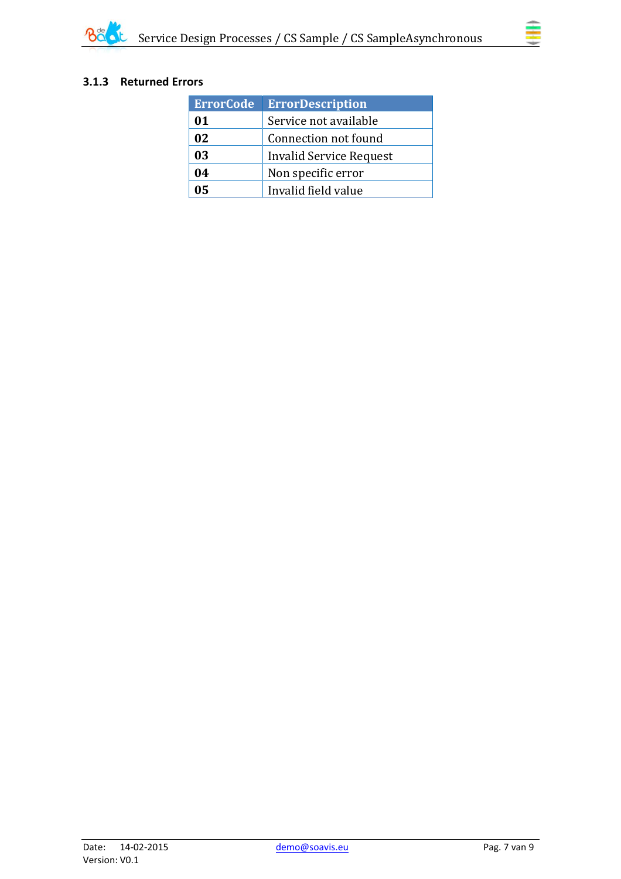### 3.1.3 Returned Errors

| ErrorCode | ErrorDescription |
|---|---|
| **01** | Service not available |
| **02** | Connection not found |
| **03** | Invalid Service Request |
| **04** | Non specific error |
| **05** | Invalid field value |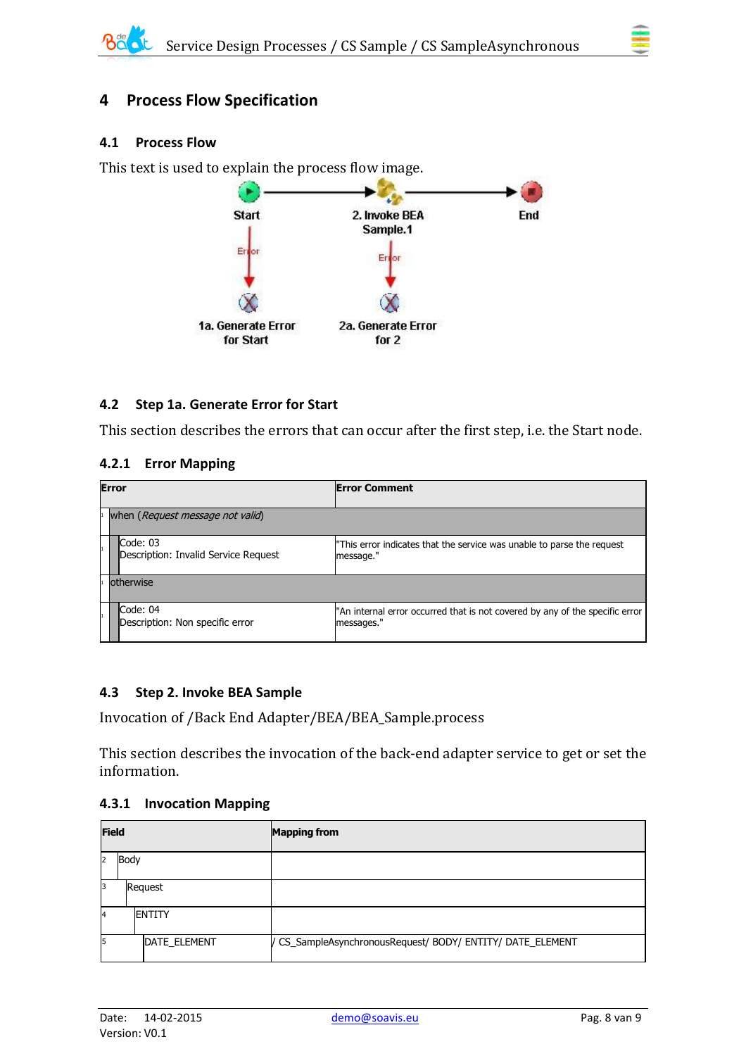# 4 Process Flow Specification

## 4.1 Process Flow

This text is used to explain the process flow image.

Start → 2. Invoke BEA Sample.1 → End

Start —Error→ 1a. Generate Error for Start

2. Invoke BEA Sample.1 —Error→ 2a. Generate Error for 2

## 4.2 Step 1a. Generate Error for Start

This section describes the errors that can occur after the first step, i.e. the Start node.

### 4.2.1 Error Mapping

| Error | Error Comment |
|---|---|
| 1 when (*Request message not valid*) | |
| 1 Code: 03<br>Description: Invalid Service Request | "This error indicates that the service was unable to parse the request message." |
| 1 otherwise | |
| 1 Code: 04<br>Description: Non specific error | "An internal error occurred that is not covered by any of the specific error messages." |

## 4.3 Step 2. Invoke BEA Sample

Invocation of /Back End Adapter/BEA/BEA_Sample.process

This section describes the invocation of the back-end adapter service to get or set the information.

### 4.3.1 Invocation Mapping

| Field | Mapping from |
|---|---|
| 2 Body | |
| 3 Request | |
| 4 ENTITY | |
| 5 DATE_ELEMENT | / CS_SampleAsynchronousRequest/ BODY/ ENTITY/ DATE_ELEMENT |

Date: 14-02-2015
Version: V0.1
demo@soavis.eu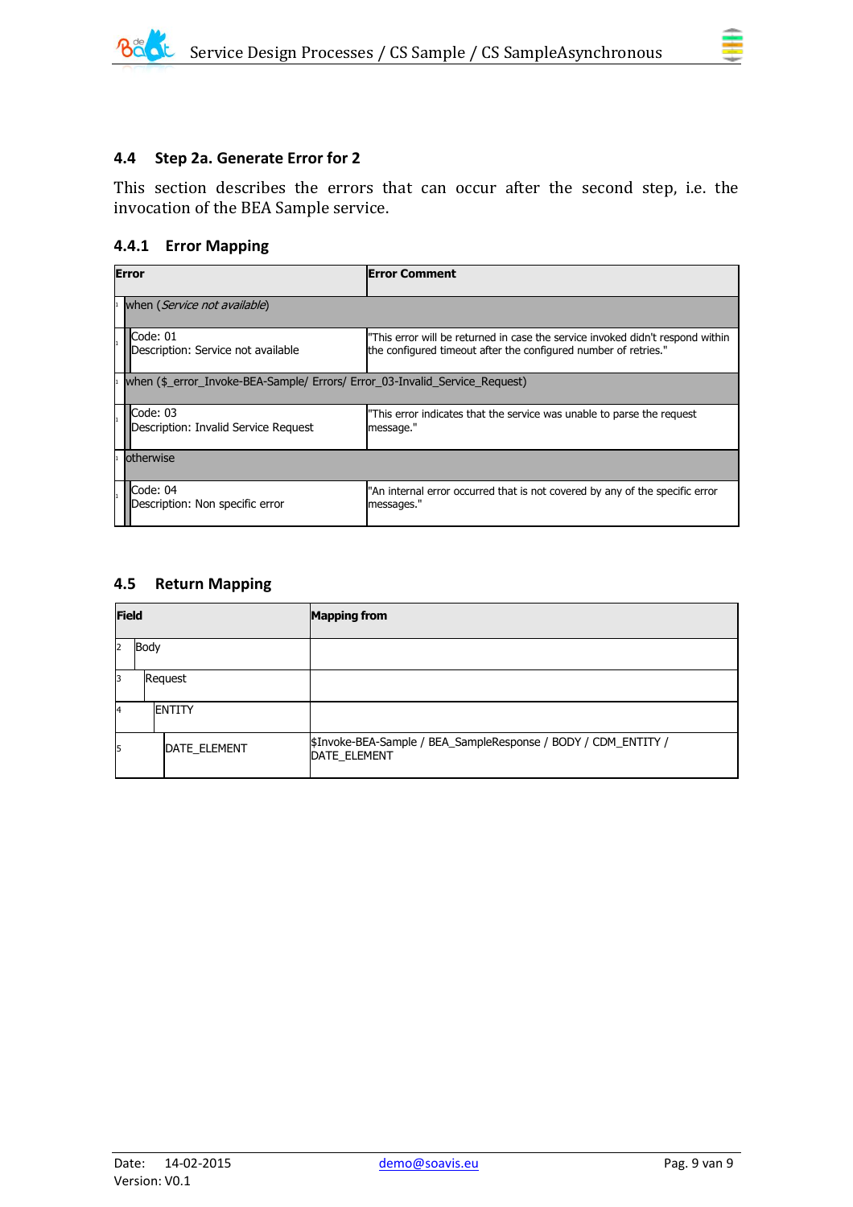### 4.4 Step 2a. Generate Error for 2

This section describes the errors that can occur after the second step, i.e. the invocation of the BEA Sample service.

#### 4.4.1 Error Mapping

| Error | Error Comment |
|---|---|
| 1 when (*Service not available*) | |
| 1 Code: 01<br>Description: Service not available | "This error will be returned in case the service invoked didn't respond within the configured timeout after the configured number of retries." |
| 1 when ($_error_Invoke-BEA-Sample/ Errors/ Error_03-Invalid_Service_Request) | |
| 1 Code: 03<br>Description: Invalid Service Request | "This error indicates that the service was unable to parse the request message." |
| 1 otherwise | |
| 1 Code: 04<br>Description: Non specific error | "An internal error occurred that is not covered by any of the specific error messages." |

### 4.5 Return Mapping

| Field | Mapping from |
|---|---|
| 2 Body | |
| 3 Request | |
| 4 ENTITY | |
| 5 DATE_ELEMENT | $Invoke-BEA-Sample / BEA_SampleResponse / BODY / CDM_ENTITY / DATE_ELEMENT |

Date: 14-02-2015 demo@soavis.eu
Version: V0.1